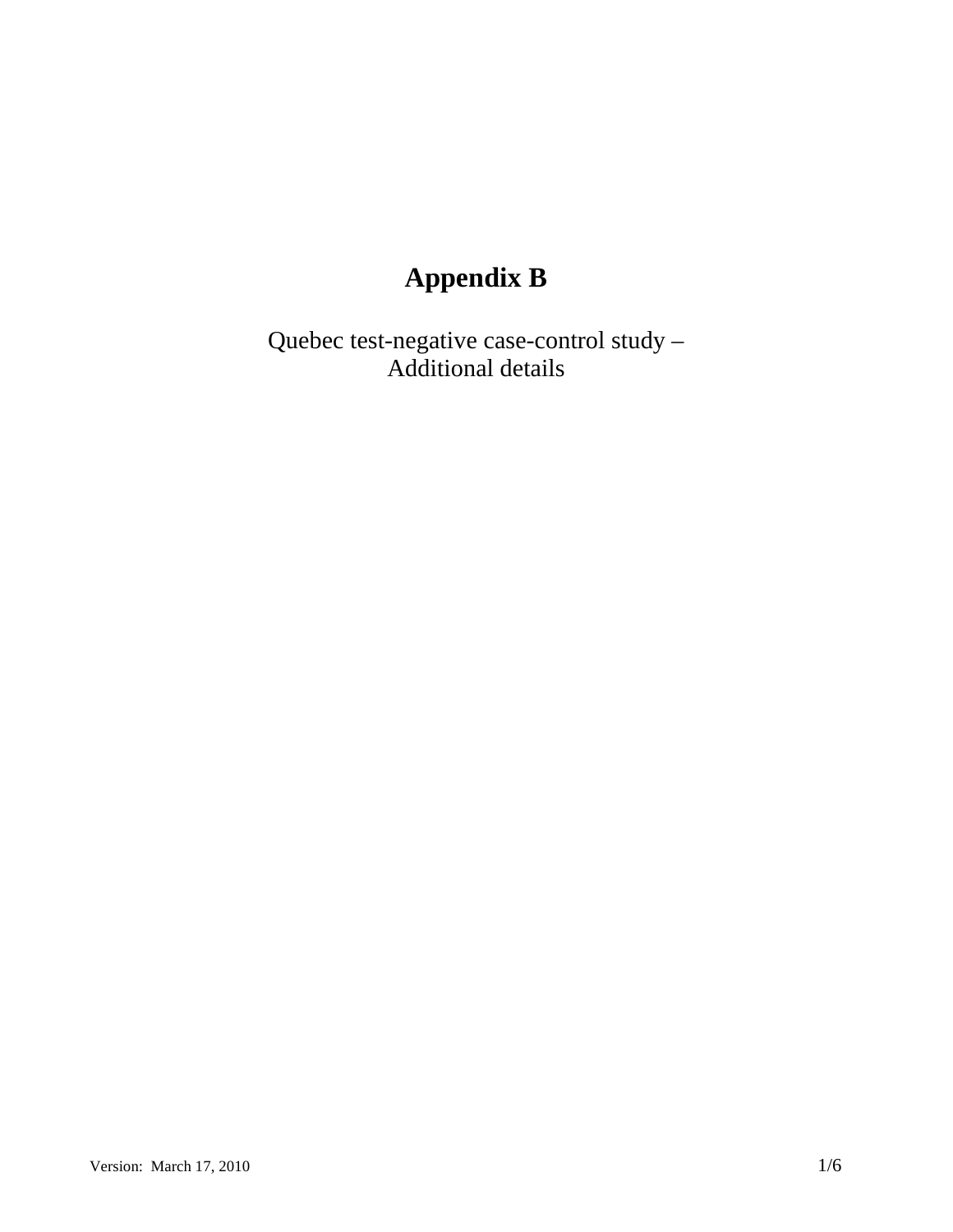# Appendix B

Quebec test-negative case-control study –
Additional details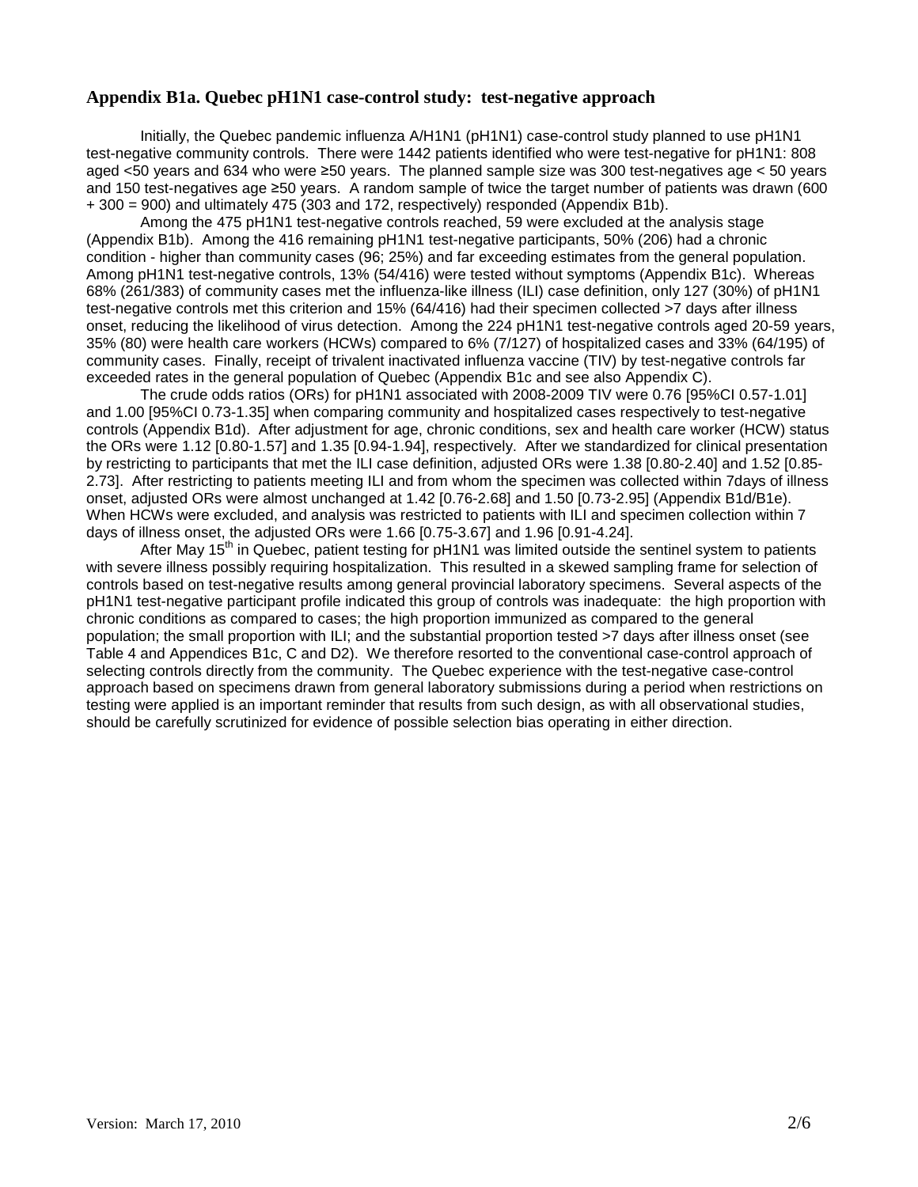## Appendix B1a. Quebec pH1N1 case-control study: test-negative approach

Initially, the Quebec pandemic influenza A/H1N1 (pH1N1) case-control study planned to use pH1N1 test-negative community controls. There were 1442 patients identified who were test-negative for pH1N1: 808 aged <50 years and 634 who were ≥50 years. The planned sample size was 300 test-negatives age < 50 years and 150 test-negatives age ≥50 years. A random sample of twice the target number of patients was drawn (600 + 300 = 900) and ultimately 475 (303 and 172, respectively) responded (Appendix B1b).

Among the 475 pH1N1 test-negative controls reached, 59 were excluded at the analysis stage (Appendix B1b). Among the 416 remaining pH1N1 test-negative participants, 50% (206) had a chronic condition - higher than community cases (96; 25%) and far exceeding estimates from the general population. Among pH1N1 test-negative controls, 13% (54/416) were tested without symptoms (Appendix B1c). Whereas 68% (261/383) of community cases met the influenza-like illness (ILI) case definition, only 127 (30%) of pH1N1 test-negative controls met this criterion and 15% (64/416) had their specimen collected >7 days after illness onset, reducing the likelihood of virus detection. Among the 224 pH1N1 test-negative controls aged 20-59 years, 35% (80) were health care workers (HCWs) compared to 6% (7/127) of hospitalized cases and 33% (64/195) of community cases. Finally, receipt of trivalent inactivated influenza vaccine (TIV) by test-negative controls far exceeded rates in the general population of Quebec (Appendix B1c and see also Appendix C).

The crude odds ratios (ORs) for pH1N1 associated with 2008-2009 TIV were 0.76 [95%CI 0.57-1.01] and 1.00 [95%CI 0.73-1.35] when comparing community and hospitalized cases respectively to test-negative controls (Appendix B1d). After adjustment for age, chronic conditions, sex and health care worker (HCW) status the ORs were 1.12 [0.80-1.57] and 1.35 [0.94-1.94], respectively. After we standardized for clinical presentation by restricting to participants that met the ILI case definition, adjusted ORs were 1.38 [0.80-2.40] and 1.52 [0.85-2.73]. After restricting to patients meeting ILI and from whom the specimen was collected within 7days of illness onset, adjusted ORs were almost unchanged at 1.42 [0.76-2.68] and 1.50 [0.73-2.95] (Appendix B1d/B1e). When HCWs were excluded, and analysis was restricted to patients with ILI and specimen collection within 7 days of illness onset, the adjusted ORs were 1.66 [0.75-3.67] and 1.96 [0.91-4.24].

After May 15th in Quebec, patient testing for pH1N1 was limited outside the sentinel system to patients with severe illness possibly requiring hospitalization. This resulted in a skewed sampling frame for selection of controls based on test-negative results among general provincial laboratory specimens. Several aspects of the pH1N1 test-negative participant profile indicated this group of controls was inadequate: the high proportion with chronic conditions as compared to cases; the high proportion immunized as compared to the general population; the small proportion with ILI; and the substantial proportion tested >7 days after illness onset (see Table 4 and Appendices B1c, C and D2). We therefore resorted to the conventional case-control approach of selecting controls directly from the community. The Quebec experience with the test-negative case-control approach based on specimens drawn from general laboratory submissions during a period when restrictions on testing were applied is an important reminder that results from such design, as with all observational studies, should be carefully scrutinized for evidence of possible selection bias operating in either direction.

Version: March 17, 2010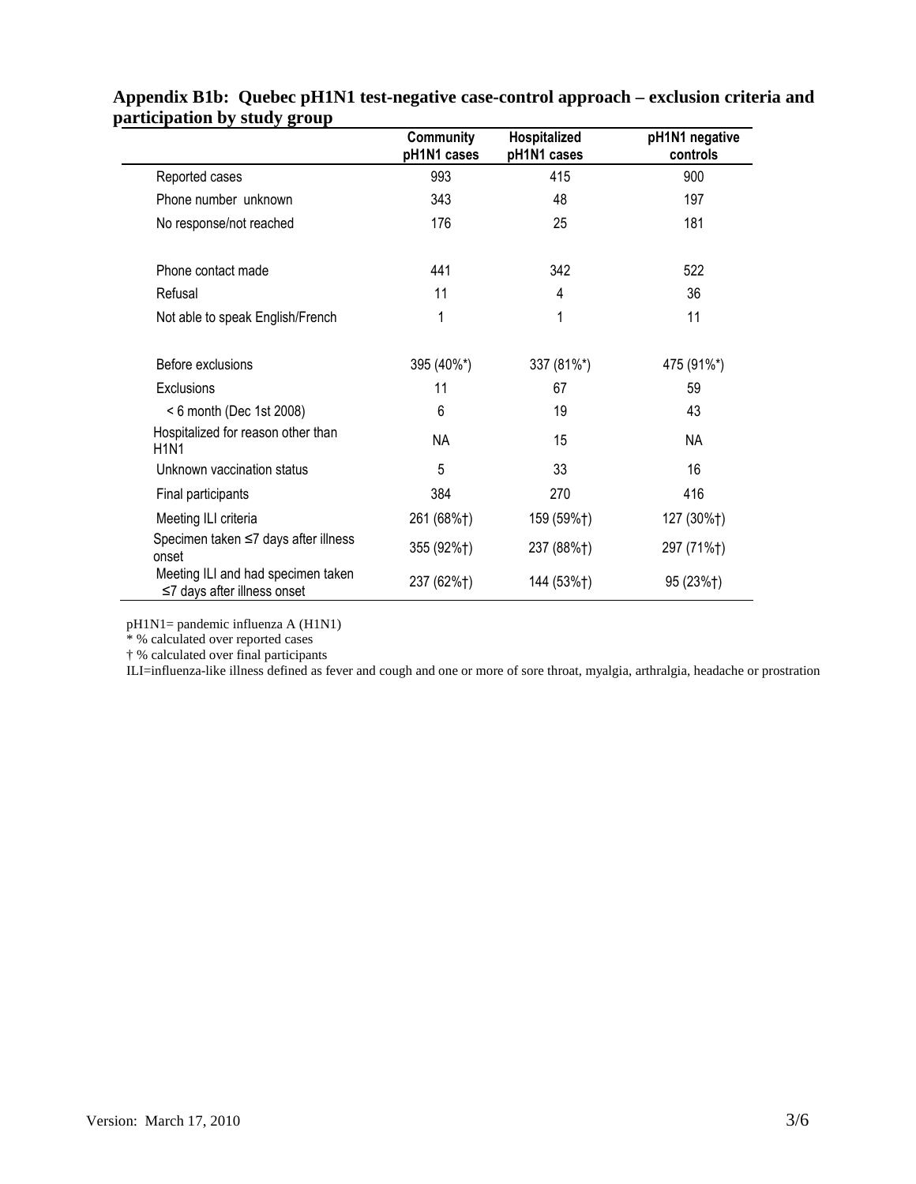**Appendix B1b: Quebec pH1N1 test-negative case-control approach – exclusion criteria and participation by study group**

| | Community pH1N1 cases | Hospitalized pH1N1 cases | pH1N1 negative controls |
|---|---|---|---|
| Reported cases | 993 | 415 | 900 |
| Phone number unknown | 343 | 48 | 197 |
| No response/not reached | 176 | 25 | 181 |
| | | | |
| Phone contact made | 441 | 342 | 522 |
| Refusal | 11 | 4 | 36 |
| Not able to speak English/French | 1 | 1 | 11 |
| | | | |
| Before exclusions | 395 (40%*) | 337 (81%*) | 475 (91%*) |
| Exclusions | 11 | 67 | 59 |
| < 6 month (Dec 1st 2008) | 6 | 19 | 43 |
| Hospitalized for reason other than H1N1 | NA | 15 | NA |
| Unknown vaccination status | 5 | 33 | 16 |
| Final participants | 384 | 270 | 416 |
| Meeting ILI criteria | 261 (68%†) | 159 (59%†) | 127 (30%†) |
| Specimen taken ≤7 days after illness onset | 355 (92%†) | 237 (88%†) | 297 (71%†) |
| Meeting ILI and had specimen taken ≤7 days after illness onset | 237 (62%†) | 144 (53%†) | 95 (23%†) |

pH1N1= pandemic influenza A (H1N1)
* % calculated over reported cases
† % calculated over final participants
ILI=influenza-like illness defined as fever and cough and one or more of sore throat, myalgia, arthralgia, headache or prostration

Version: March 17, 2010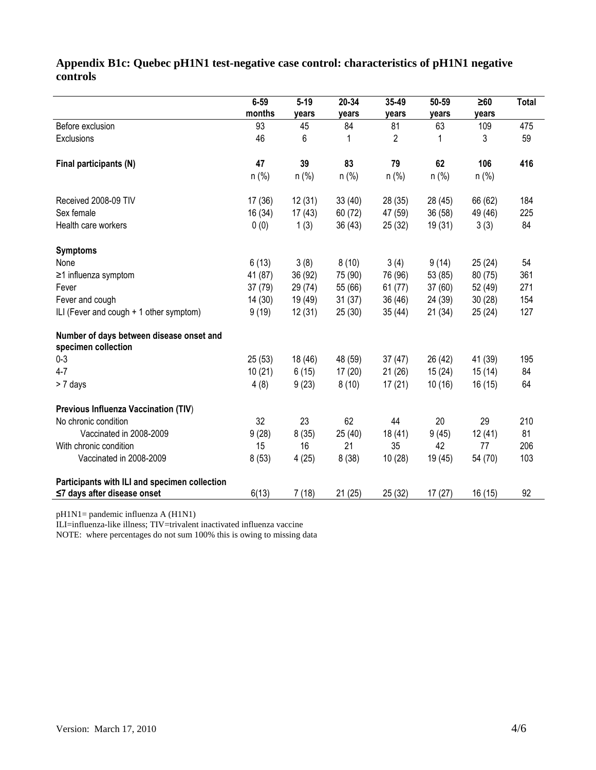## Appendix B1c: Quebec pH1N1 test-negative case control: characteristics of pH1N1 negative controls

| | 6-59 months | 5-19 years | 20-34 years | 35-49 years | 50-59 years | ≥60 years | Total |
|---|---|---|---|---|---|---|---|
| Before exclusion | 93 | 45 | 84 | 81 | 63 | 109 | 475 |
| Exclusions | 46 | 6 | 1 | 2 | 1 | 3 | 59 |
| **Final participants (N)** | **47** | **39** | **83** | **79** | **62** | **106** | **416** |
| | n (%) | n (%) | n (%) | n (%) | n (%) | n (%) | |
| Received 2008-09 TIV | 17 (36) | 12 (31) | 33 (40) | 28 (35) | 28 (45) | 66 (62) | 184 |
| Sex female | 16 (34) | 17 (43) | 60 (72) | 47 (59) | 36 (58) | 49 (46) | 225 |
| Health care workers | 0 (0) | 1 (3) | 36 (43) | 25 (32) | 19 (31) | 3 (3) | 84 |
| **Symptoms** | | | | | | | |
| None | 6 (13) | 3 (8) | 8 (10) | 3 (4) | 9 (14) | 25 (24) | 54 |
| ≥1 influenza symptom | 41 (87) | 36 (92) | 75 (90) | 76 (96) | 53 (85) | 80 (75) | 361 |
| Fever | 37 (79) | 29 (74) | 55 (66) | 61 (77) | 37 (60) | 52 (49) | 271 |
| Fever and cough | 14 (30) | 19 (49) | 31 (37) | 36 (46) | 24 (39) | 30 (28) | 154 |
| ILI (Fever and cough + 1 other symptom) | 9 (19) | 12 (31) | 25 (30) | 35 (44) | 21 (34) | 25 (24) | 127 |
| **Number of days between disease onset and specimen collection** | | | | | | | |
| 0-3 | 25 (53) | 18 (46) | 48 (59) | 37 (47) | 26 (42) | 41 (39) | 195 |
| 4-7 | 10 (21) | 6 (15) | 17 (20) | 21 (26) | 15 (24) | 15 (14) | 84 |
| > 7 days | 4 (8) | 9 (23) | 8 (10) | 17 (21) | 10 (16) | 16 (15) | 64 |
| **Previous Influenza Vaccination (TIV)** | | | | | | | |
| No chronic condition | 32 | 23 | 62 | 44 | 20 | 29 | 210 |
| Vaccinated in 2008-2009 | 9 (28) | 8 (35) | 25 (40) | 18 (41) | 9 (45) | 12 (41) | 81 |
| With chronic condition | 15 | 16 | 21 | 35 | 42 | 77 | 206 |
| Vaccinated in 2008-2009 | 8 (53) | 4 (25) | 8 (38) | 10 (28) | 19 (45) | 54 (70) | 103 |
| **Participants with ILI and specimen collection ≤7 days after disease onset** | 6(13) | 7 (18) | 21 (25) | 25 (32) | 17 (27) | 16 (15) | 92 |

pH1N1= pandemic influenza A (H1N1)

ILI=influenza-like illness; TIV=trivalent inactivated influenza vaccine

NOTE: where percentages do not sum 100% this is owing to missing data

Version: March 17, 2010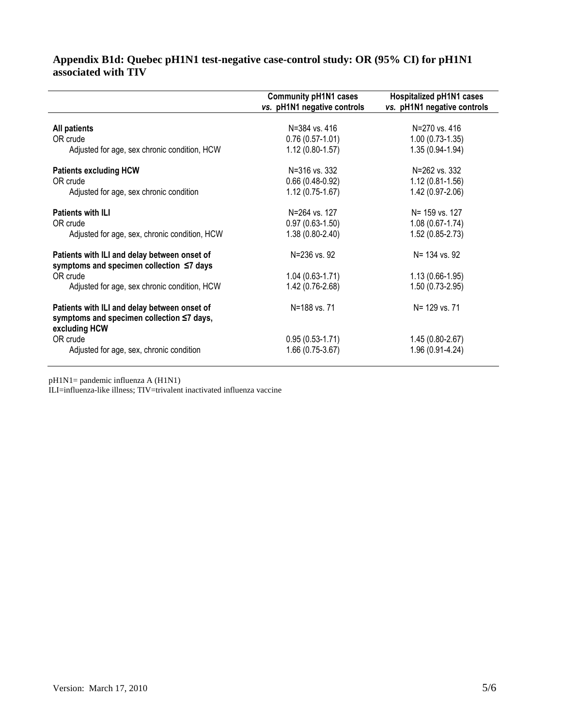## Appendix B1d: Quebec pH1N1 test-negative case-control study: OR (95% CI) for pH1N1 associated with TIV

| | Community pH1N1 cases *vs.* pH1N1 negative controls | Hospitalized pH1N1 cases *vs.* pH1N1 negative controls |
|---|---|---|
| **All patients** | N=384 vs. 416 | N=270 vs. 416 |
| OR crude | 0.76 (0.57-1.01) | 1.00 (0.73-1.35) |
| Adjusted for age, sex chronic condition, HCW | 1.12 (0.80-1.57) | 1.35 (0.94-1.94) |
| **Patients excluding HCW** | N=316 vs. 332 | N=262 vs. 332 |
| OR crude | 0.66 (0.48-0.92) | 1.12 (0.81-1.56) |
| Adjusted for age, sex chronic condition | 1.12 (0.75-1.67) | 1.42 (0.97-2.06) |
| **Patients with ILI** | N=264 vs. 127 | N= 159 vs. 127 |
| OR crude | 0.97 (0.63-1.50) | 1.08 (0.67-1.74) |
| Adjusted for age, sex, chronic condition, HCW | 1.38 (0.80-2.40) | 1.52 (0.85-2.73) |
| **Patients with ILI and delay between onset of symptoms and specimen collection ≤7 days** | N=236 vs. 92 | N= 134 vs. 92 |
| OR crude | 1.04 (0.63-1.71) | 1.13 (0.66-1.95) |
| Adjusted for age, sex, chronic condition, HCW | 1.42 (0.76-2.68) | 1.50 (0.73-2.95) |
| **Patients with ILI and delay between onset of symptoms and specimen collection ≤7 days, excluding HCW** | N=188 vs. 71 | N= 129 vs. 71 |
| OR crude | 0.95 (0.53-1.71) | 1.45 (0.80-2.67) |
| Adjusted for age, sex, chronic condition | 1.66 (0.75-3.67) | 1.96 (0.91-4.24) |

pH1N1= pandemic influenza A (H1N1)
ILI=influenza-like illness; TIV=trivalent inactivated influenza vaccine

Version: March 17, 2010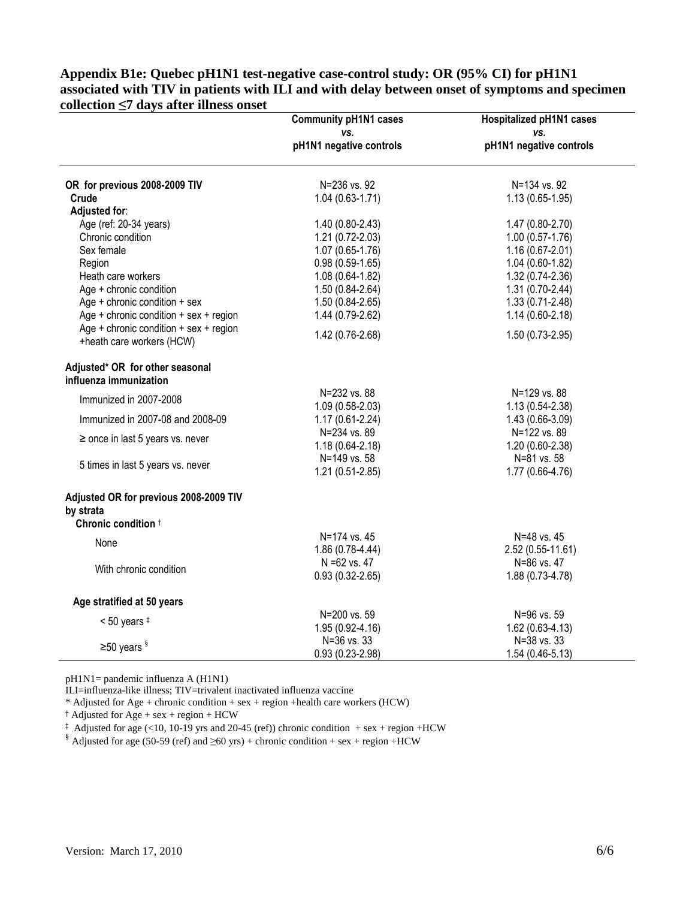**Appendix B1e: Quebec pH1N1 test-negative case-control study: OR (95% CI) for pH1N1 associated with TIV in patients with ILI and with delay between onset of symptoms and specimen collection ≤7 days after illness onset**

| | Community pH1N1 cases *vs.* pH1N1 negative controls | Hospitalized pH1N1 cases *vs.* pH1N1 negative controls |
|---|---|---|
| **OR for previous 2008-2009 TIV** | N=236 vs. 92 | N=134 vs. 92 |
| **Crude** | 1.04 (0.63-1.71) | 1.13 (0.65-1.95) |
| **Adjusted for**: | | |
| Age (ref: 20-34 years) | 1.40 (0.80-2.43) | 1.47 (0.80-2.70) |
| Chronic condition | 1.21 (0.72-2.03) | 1.00 (0.57-1.76) |
| Sex female | 1.07 (0.65-1.76) | 1.16 (0.67-2.01) |
| Region | 0.98 (0.59-1.65) | 1.04 (0.60-1.82) |
| Heath care workers | 1.08 (0.64-1.82) | 1.32 (0.74-2.36) |
| Age + chronic condition | 1.50 (0.84-2.64) | 1.31 (0.70-2.44) |
| Age + chronic condition + sex | 1.50 (0.84-2.65) | 1.33 (0.71-2.48) |
| Age + chronic condition + sex + region | 1.44 (0.79-2.62) | 1.14 (0.60-2.18) |
| Age + chronic condition + sex + region +heath care workers (HCW) | 1.42 (0.76-2.68) | 1.50 (0.73-2.95) |
| **Adjusted\* OR for other seasonal influenza immunization** | | |
| Immunized in 2007-2008 | N=232 vs. 88<br>1.09 (0.58-2.03) | N=129 vs. 88<br>1.13 (0.54-2.38) |
| Immunized in 2007-08 and 2008-09 | 1.17 (0.61-2.24) | 1.43 (0.66-3.09) |
| ≥ once in last 5 years vs. never | N=234 vs. 89<br>1.18 (0.64-2.18) | N=122 vs. 89<br>1.20 (0.60-2.38) |
| 5 times in last 5 years vs. never | N=149 vs. 58<br>1.21 (0.51-2.85) | N=81 vs. 58<br>1.77 (0.66-4.76) |
| **Adjusted OR for previous 2008-2009 TIV by strata** | | |
| **Chronic condition** † | | |
| None | N=174 vs. 45<br>1.86 (0.78-4.44) | N=48 vs. 45<br>2.52 (0.55-11.61) |
| With chronic condition | N =62 vs. 47<br>0.93 (0.32-2.65) | N=86 vs. 47<br>1.88 (0.73-4.78) |
| **Age stratified at 50 years** | | |
| < 50 years ‡ | N=200 vs. 59<br>1.95 (0.92-4.16) | N=96 vs. 59<br>1.62 (0.63-4.13) |
| ≥50 years § | N=36 vs. 33<br>0.93 (0.23-2.98) | N=38 vs. 33<br>1.54 (0.46-5.13) |

pH1N1= pandemic influenza A (H1N1)

ILI=influenza-like illness; TIV=trivalent inactivated influenza vaccine

\* Adjusted for Age + chronic condition + sex + region +health care workers (HCW)

† Adjusted for Age + sex + region + HCW

‡ Adjusted for age (<10, 10-19 yrs and 20-45 (ref)) chronic condition + sex + region +HCW

§ Adjusted for age (50-59 (ref) and ≥60 yrs) + chronic condition + sex + region +HCW

Version: March 17, 2010